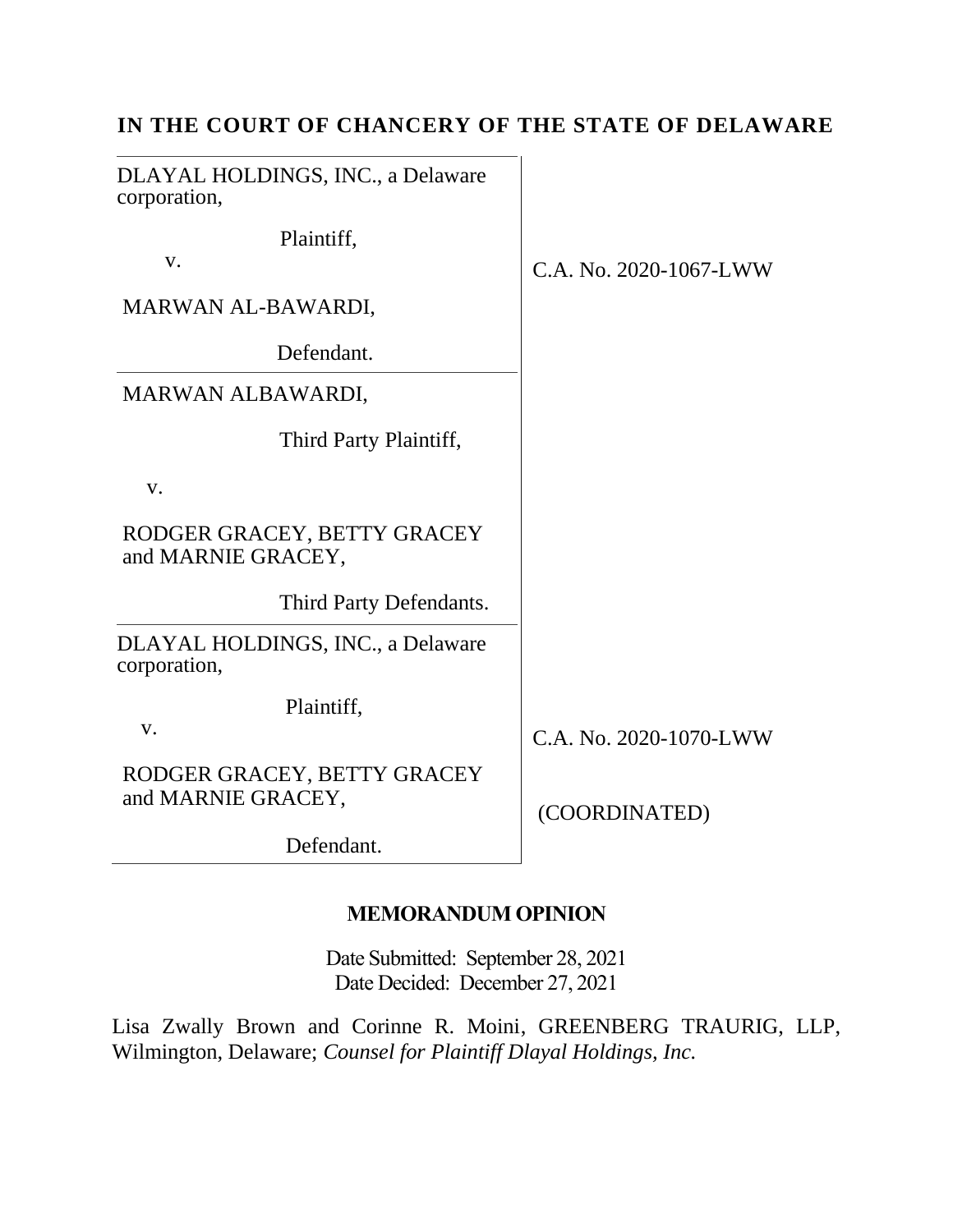# IN THE COURT OF CHANCERY OF THE STATE OF DELAWARE

| | |
|---|---|
| DLAYAL HOLDINGS, INC., a Delaware corporation,<br><br>Plaintiff,<br><br>v.<br><br>MARWAN AL-BAWARDI,<br><br>Defendant. | C.A. No. 2020-1067-LWW |
| MARWAN ALBAWARDI,<br><br>Third Party Plaintiff,<br><br>v.<br><br>RODGER GRACEY, BETTY GRACEY and MARNIE GRACEY,<br><br>Third Party Defendants. | |
| DLAYAL HOLDINGS, INC., a Delaware corporation,<br><br>Plaintiff,<br><br>v.<br><br>RODGER GRACEY, BETTY GRACEY and MARNIE GRACEY,<br><br>Defendant. | C.A. No. 2020-1070-LWW<br><br>(COORDINATED) |

## MEMORANDUM OPINION

Date Submitted: September 28, 2021
Date Decided: December 27, 2021

Lisa Zwally Brown and Corinne R. Moini, GREENBERG TRAURIG, LLP, Wilmington, Delaware; *Counsel for Plaintiff Dlayal Holdings, Inc.*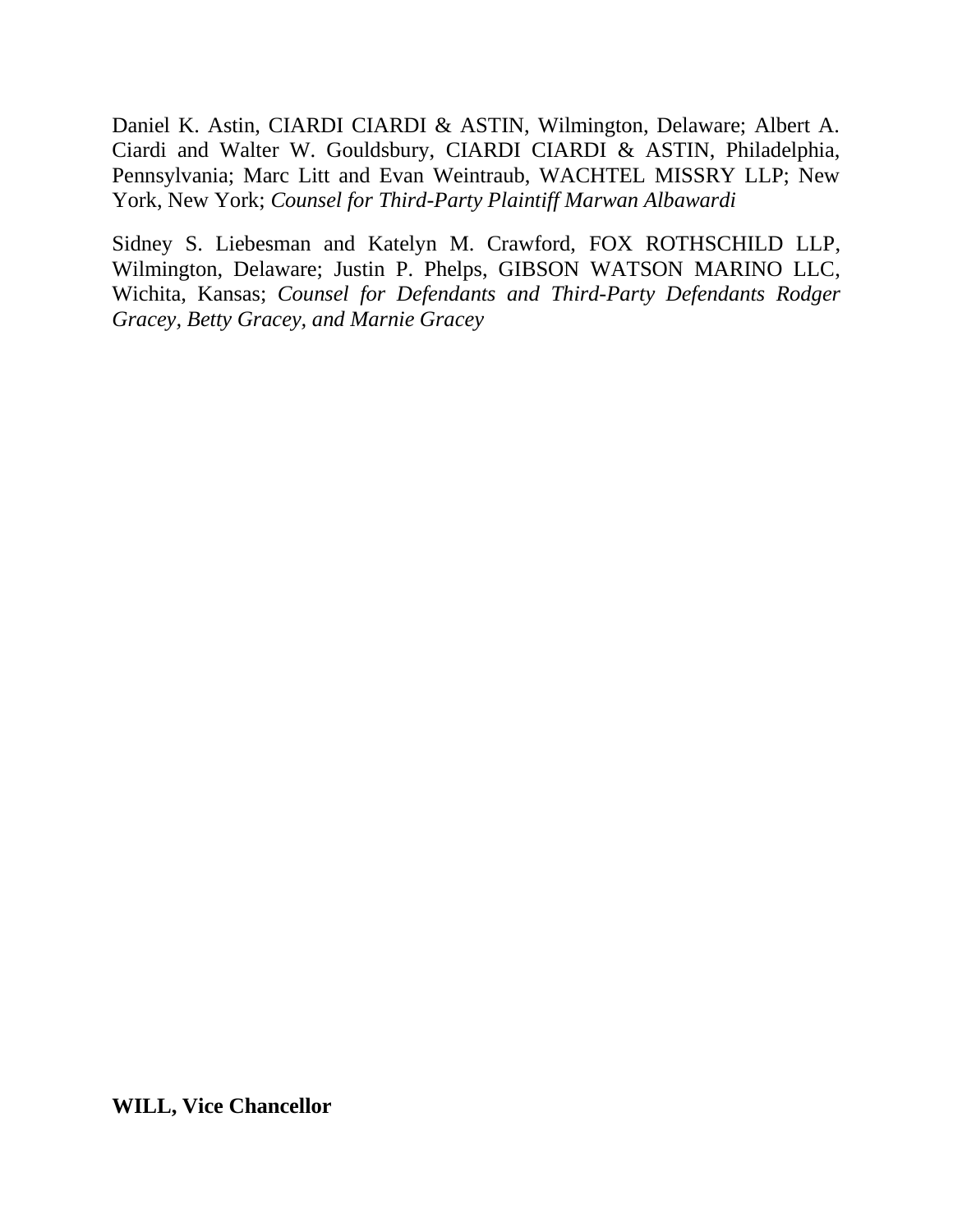Daniel K. Astin, CIARDI CIARDI & ASTIN, Wilmington, Delaware; Albert A. Ciardi and Walter W. Gouldsbury, CIARDI CIARDI & ASTIN, Philadelphia, Pennsylvania; Marc Litt and Evan Weintraub, WACHTEL MISSRY LLP; New York, New York; *Counsel for Third-Party Plaintiff Marwan Albawardi*

Sidney S. Liebesman and Katelyn M. Crawford, FOX ROTHSCHILD LLP, Wilmington, Delaware; Justin P. Phelps, GIBSON WATSON MARINO LLC, Wichita, Kansas; *Counsel for Defendants and Third-Party Defendants Rodger Gracey, Betty Gracey, and Marnie Gracey*

**WILL, Vice Chancellor**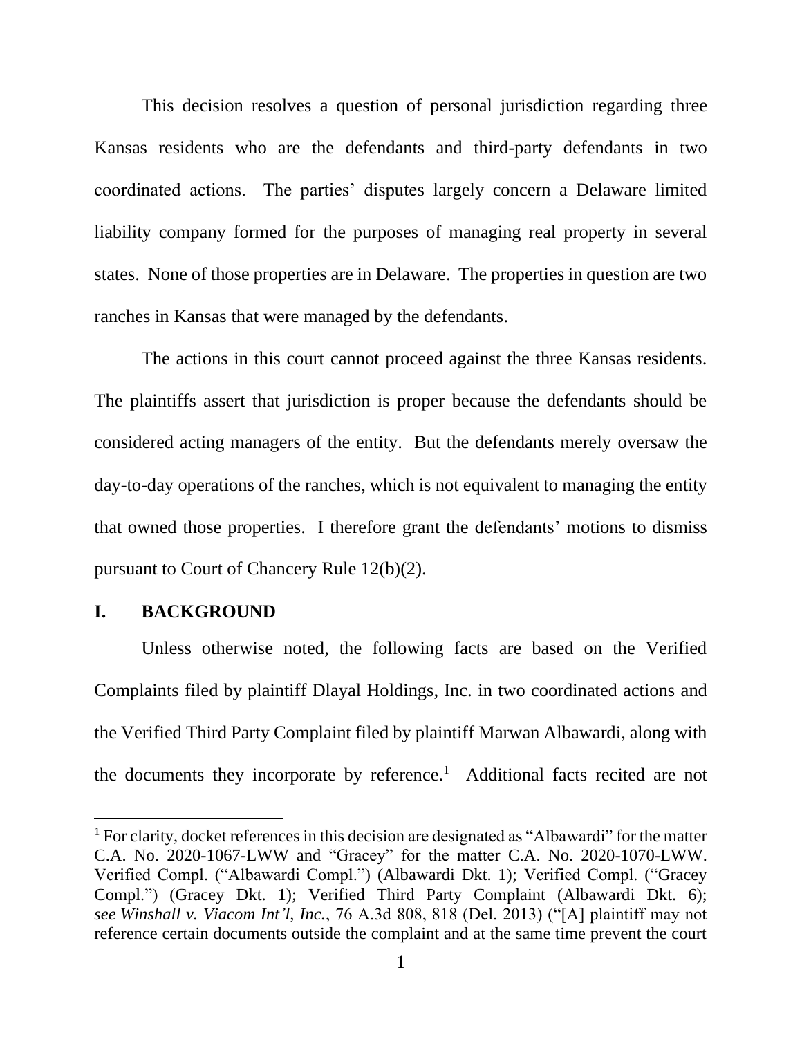This decision resolves a question of personal jurisdiction regarding three Kansas residents who are the defendants and third-party defendants in two coordinated actions. The parties' disputes largely concern a Delaware limited liability company formed for the purposes of managing real property in several states. None of those properties are in Delaware. The properties in question are two ranches in Kansas that were managed by the defendants.

The actions in this court cannot proceed against the three Kansas residents. The plaintiffs assert that jurisdiction is proper because the defendants should be considered acting managers of the entity. But the defendants merely oversaw the day-to-day operations of the ranches, which is not equivalent to managing the entity that owned those properties. I therefore grant the defendants' motions to dismiss pursuant to Court of Chancery Rule 12(b)(2).

## I. BACKGROUND

Unless otherwise noted, the following facts are based on the Verified Complaints filed by plaintiff Dlayal Holdings, Inc. in two coordinated actions and the Verified Third Party Complaint filed by plaintiff Marwan Albawardi, along with the documents they incorporate by reference.[1] Additional facts recited are not

---

[1] For clarity, docket references in this decision are designated as "Albawardi" for the matter C.A. No. 2020-1067-LWW and "Gracey" for the matter C.A. No. 2020-1070-LWW. Verified Compl. ("Albawardi Compl.") (Albawardi Dkt. 1); Verified Compl. ("Gracey Compl.") (Gracey Dkt. 1); Verified Third Party Complaint (Albawardi Dkt. 6); *see Winshall v. Viacom Int'l, Inc.*, 76 A.3d 808, 818 (Del. 2013) ("[A] plaintiff may not reference certain documents outside the complaint and at the same time prevent the court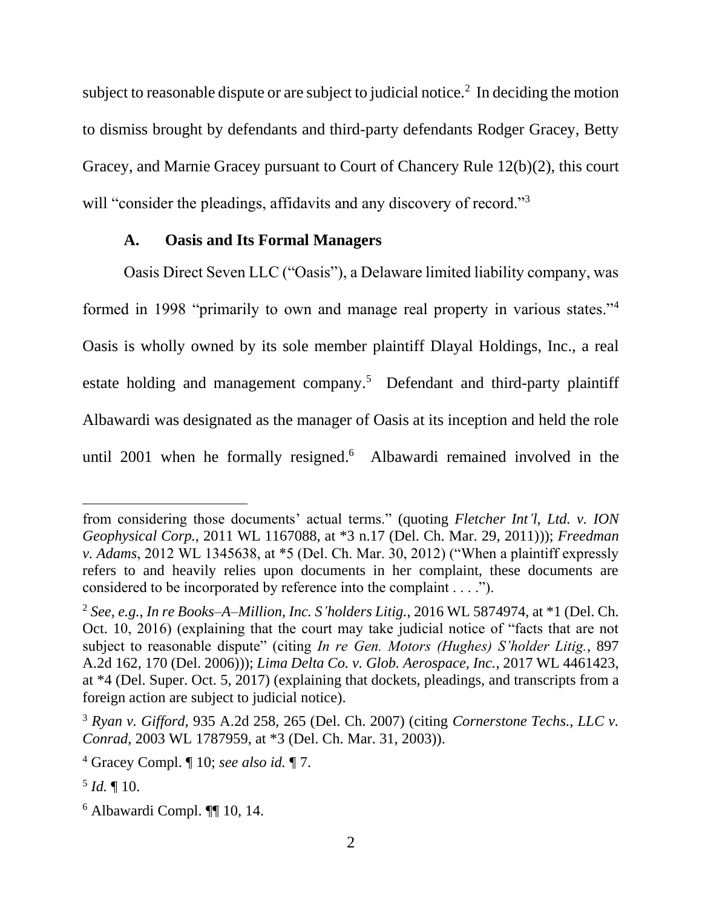subject to reasonable dispute or are subject to judicial notice.[2] In deciding the motion to dismiss brought by defendants and third-party defendants Rodger Gracey, Betty Gracey, and Marnie Gracey pursuant to Court of Chancery Rule 12(b)(2), this court will "consider the pleadings, affidavits and any discovery of record."[3]

### A. Oasis and Its Formal Managers

Oasis Direct Seven LLC ("Oasis"), a Delaware limited liability company, was formed in 1998 "primarily to own and manage real property in various states."[4] Oasis is wholly owned by its sole member plaintiff Dlayal Holdings, Inc., a real estate holding and management company.[5] Defendant and third-party plaintiff Albawardi was designated as the manager of Oasis at its inception and held the role until 2001 when he formally resigned.[6] Albawardi remained involved in the

---

from considering those documents' actual terms." (quoting *Fletcher Int'l, Ltd. v. ION Geophysical Corp.*, 2011 WL 1167088, at *3 n.17 (Del. Ch. Mar. 29, 2011))); *Freedman v. Adams*, 2012 WL 1345638, at *5 (Del. Ch. Mar. 30, 2012) ("When a plaintiff expressly refers to and heavily relies upon documents in her complaint, these documents are considered to be incorporated by reference into the complaint . . . .").

[2] *See, e.g.*, *In re Books–A–Million, Inc. S'holders Litig.*, 2016 WL 5874974, at *1 (Del. Ch. Oct. 10, 2016) (explaining that the court may take judicial notice of "facts that are not subject to reasonable dispute" (citing *In re Gen. Motors (Hughes) S'holder Litig.*, 897 A.2d 162, 170 (Del. 2006))); *Lima Delta Co. v. Glob. Aerospace, Inc.*, 2017 WL 4461423, at *4 (Del. Super. Oct. 5, 2017) (explaining that dockets, pleadings, and transcripts from a foreign action are subject to judicial notice).

[3] *Ryan v. Gifford*, 935 A.2d 258, 265 (Del. Ch. 2007) (citing *Cornerstone Techs., LLC v. Conrad*, 2003 WL 1787959, at *3 (Del. Ch. Mar. 31, 2003)).

[4] Gracey Compl. ¶ 10; *see also id.* ¶ 7.

[5] *Id.* ¶ 10.

[6] Albawardi Compl. ¶¶ 10, 14.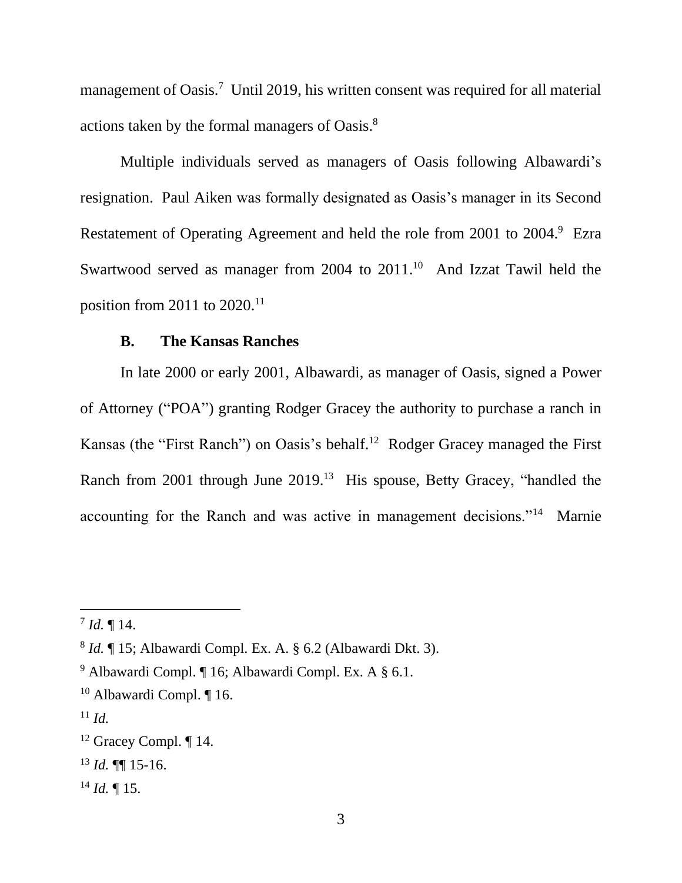management of Oasis.[7] Until 2019, his written consent was required for all material actions taken by the formal managers of Oasis.[8]

Multiple individuals served as managers of Oasis following Albawardi's resignation. Paul Aiken was formally designated as Oasis's manager in its Second Restatement of Operating Agreement and held the role from 2001 to 2004.[9] Ezra Swartwood served as manager from 2004 to 2011.[10] And Izzat Tawil held the position from 2011 to 2020.[11]

### B. The Kansas Ranches

In late 2000 or early 2001, Albawardi, as manager of Oasis, signed a Power of Attorney ("POA") granting Rodger Gracey the authority to purchase a ranch in Kansas (the "First Ranch") on Oasis's behalf.[12] Rodger Gracey managed the First Ranch from 2001 through June 2019.[13] His spouse, Betty Gracey, "handled the accounting for the Ranch and was active in management decisions."[14] Marnie

---

[7] *Id.* ¶ 14.

[8] *Id.* ¶ 15; Albawardi Compl. Ex. A. § 6.2 (Albawardi Dkt. 3).

[9] Albawardi Compl. ¶ 16; Albawardi Compl. Ex. A § 6.1.

[10] Albawardi Compl. ¶ 16.

[11] *Id.*

[12] Gracey Compl. ¶ 14.

[13] *Id.* ¶¶ 15-16.

[14] *Id.* ¶ 15.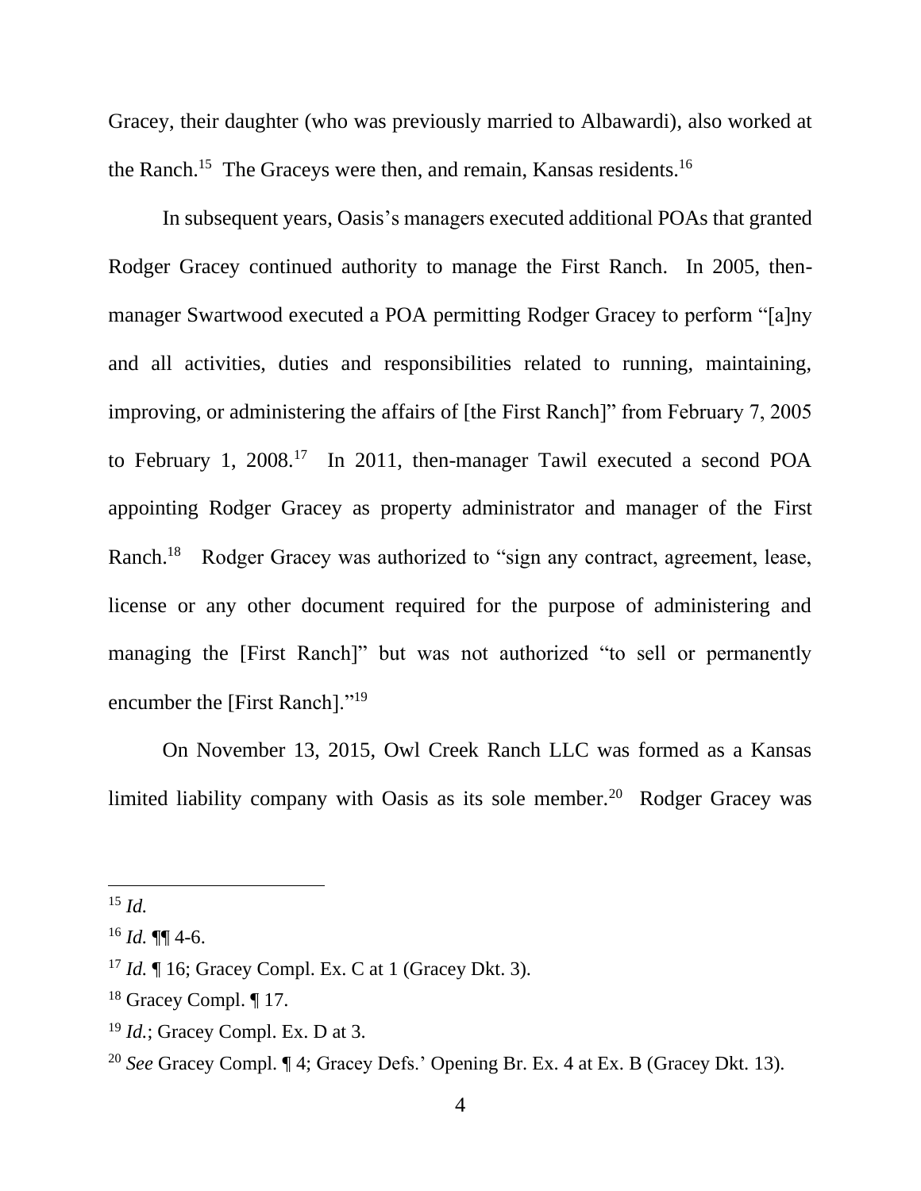Gracey, their daughter (who was previously married to Albawardi), also worked at the Ranch.[15] The Graceys were then, and remain, Kansas residents.[16]

In subsequent years, Oasis's managers executed additional POAs that granted Rodger Gracey continued authority to manage the First Ranch. In 2005, then-manager Swartwood executed a POA permitting Rodger Gracey to perform "[a]ny and all activities, duties and responsibilities related to running, maintaining, improving, or administering the affairs of [the First Ranch]" from February 7, 2005 to February 1, 2008.[17] In 2011, then-manager Tawil executed a second POA appointing Rodger Gracey as property administrator and manager of the First Ranch.[18] Rodger Gracey was authorized to "sign any contract, agreement, lease, license or any other document required for the purpose of administering and managing the [First Ranch]" but was not authorized "to sell or permanently encumber the [First Ranch]."[19]

On November 13, 2015, Owl Creek Ranch LLC was formed as a Kansas limited liability company with Oasis as its sole member.[20] Rodger Gracey was

---

[15] *Id.*

[16] *Id.* ¶¶ 4-6.

[17] *Id.* ¶ 16; Gracey Compl. Ex. C at 1 (Gracey Dkt. 3).

[18] Gracey Compl. ¶ 17.

[19] *Id.*; Gracey Compl. Ex. D at 3.

[20] *See* Gracey Compl. ¶ 4; Gracey Defs.' Opening Br. Ex. 4 at Ex. B (Gracey Dkt. 13).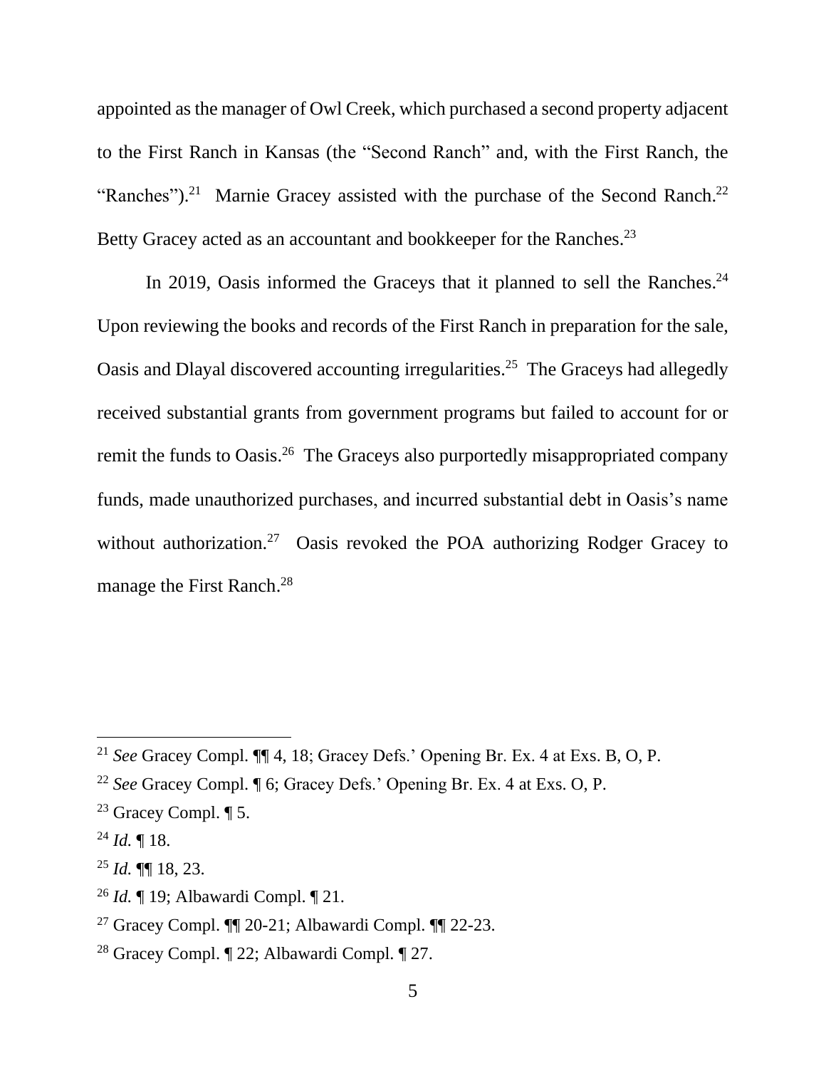appointed as the manager of Owl Creek, which purchased a second property adjacent to the First Ranch in Kansas (the "Second Ranch" and, with the First Ranch, the "Ranches").[21] Marnie Gracey assisted with the purchase of the Second Ranch.[22] Betty Gracey acted as an accountant and bookkeeper for the Ranches.[23]

In 2019, Oasis informed the Graceys that it planned to sell the Ranches.[24] Upon reviewing the books and records of the First Ranch in preparation for the sale, Oasis and Dlayal discovered accounting irregularities.[25] The Graceys had allegedly received substantial grants from government programs but failed to account for or remit the funds to Oasis.[26] The Graceys also purportedly misappropriated company funds, made unauthorized purchases, and incurred substantial debt in Oasis's name without authorization.[27] Oasis revoked the POA authorizing Rodger Gracey to manage the First Ranch.[28]

---

[21] *See* Gracey Compl. ¶¶ 4, 18; Gracey Defs.' Opening Br. Ex. 4 at Exs. B, O, P.

[22] *See* Gracey Compl. ¶ 6; Gracey Defs.' Opening Br. Ex. 4 at Exs. O, P.

[23] Gracey Compl. ¶ 5.

[24] *Id.* ¶ 18.

[25] *Id.* ¶¶ 18, 23.

[26] *Id.* ¶ 19; Albawardi Compl. ¶ 21.

[27] Gracey Compl. ¶¶ 20-21; Albawardi Compl. ¶¶ 22-23.

[28] Gracey Compl. ¶ 22; Albawardi Compl. ¶ 27.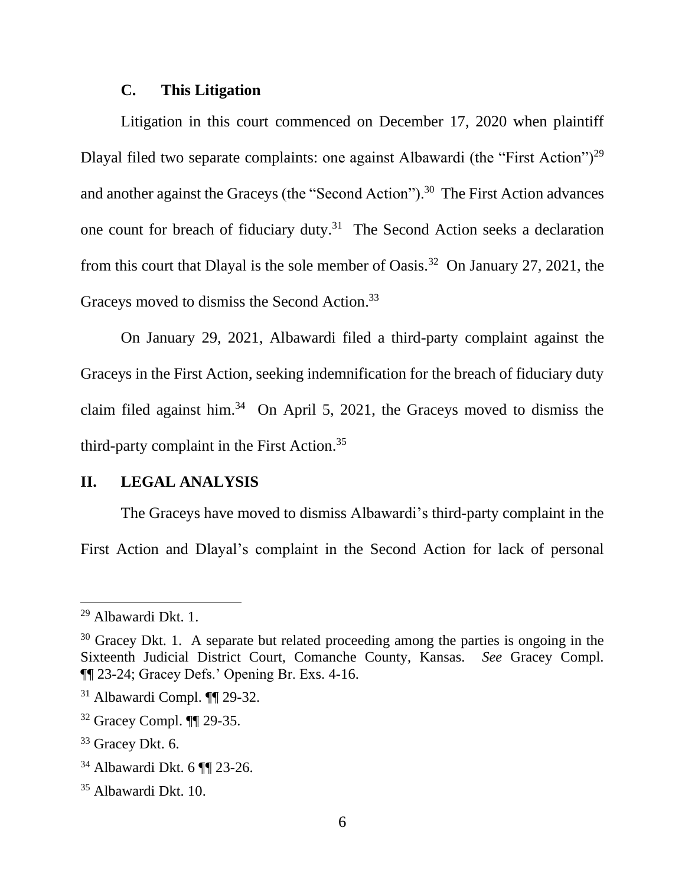### C. This Litigation

Litigation in this court commenced on December 17, 2020 when plaintiff Dlayal filed two separate complaints: one against Albawardi (the "First Action")[29] and another against the Graceys (the "Second Action").[30] The First Action advances one count for breach of fiduciary duty.[31] The Second Action seeks a declaration from this court that Dlayal is the sole member of Oasis.[32] On January 27, 2021, the Graceys moved to dismiss the Second Action.[33]

On January 29, 2021, Albawardi filed a third-party complaint against the Graceys in the First Action, seeking indemnification for the breach of fiduciary duty claim filed against him.[34] On April 5, 2021, the Graceys moved to dismiss the third-party complaint in the First Action.[35]

## II. LEGAL ANALYSIS

The Graceys have moved to dismiss Albawardi's third-party complaint in the First Action and Dlayal's complaint in the Second Action for lack of personal

---

[29] Albawardi Dkt. 1.

[30] Gracey Dkt. 1. A separate but related proceeding among the parties is ongoing in the Sixteenth Judicial District Court, Comanche County, Kansas. *See* Gracey Compl. ¶¶ 23-24; Gracey Defs.' Opening Br. Exs. 4-16.

[31] Albawardi Compl. ¶¶ 29-32.

[32] Gracey Compl. ¶¶ 29-35.

[33] Gracey Dkt. 6.

[34] Albawardi Dkt. 6 ¶¶ 23-26.

[35] Albawardi Dkt. 10.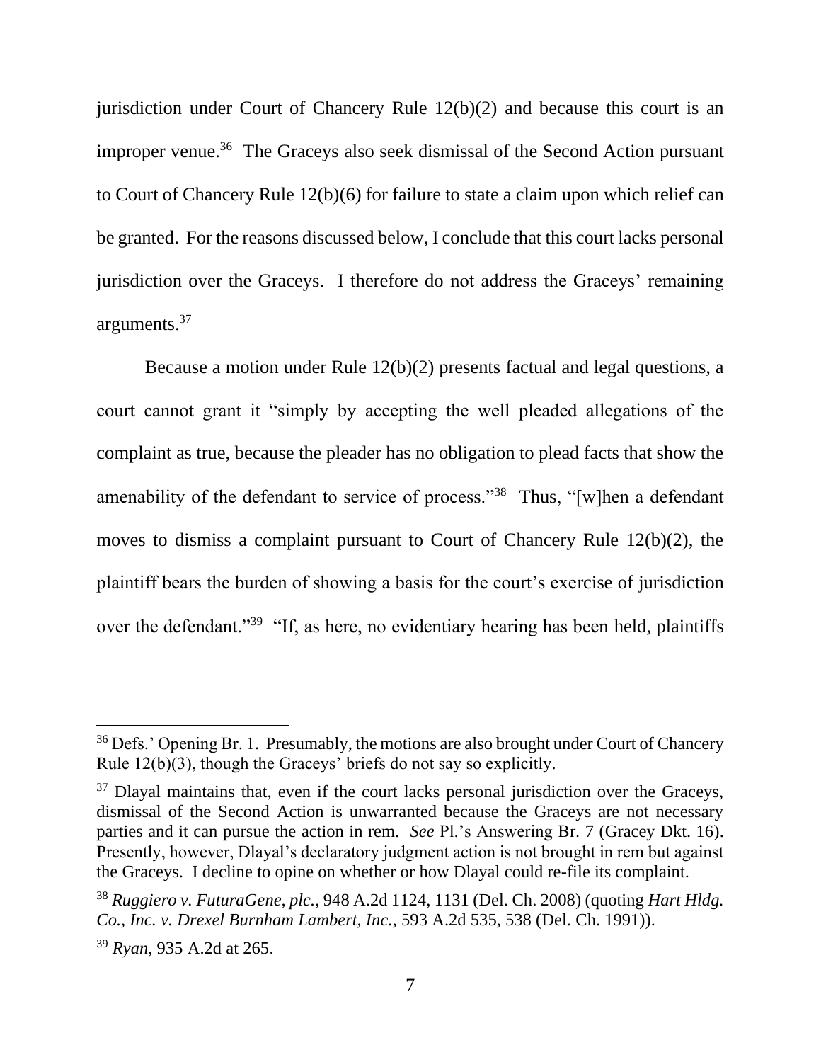jurisdiction under Court of Chancery Rule 12(b)(2) and because this court is an improper venue.[36] The Graceys also seek dismissal of the Second Action pursuant to Court of Chancery Rule 12(b)(6) for failure to state a claim upon which relief can be granted. For the reasons discussed below, I conclude that this court lacks personal jurisdiction over the Graceys. I therefore do not address the Graceys' remaining arguments.[37]

Because a motion under Rule 12(b)(2) presents factual and legal questions, a court cannot grant it "simply by accepting the well pleaded allegations of the complaint as true, because the pleader has no obligation to plead facts that show the amenability of the defendant to service of process."[38] Thus, "[w]hen a defendant moves to dismiss a complaint pursuant to Court of Chancery Rule 12(b)(2), the plaintiff bears the burden of showing a basis for the court's exercise of jurisdiction over the defendant."[39] "If, as here, no evidentiary hearing has been held, plaintiffs

---

[36] Defs.' Opening Br. 1. Presumably, the motions are also brought under Court of Chancery Rule 12(b)(3), though the Graceys' briefs do not say so explicitly.

[37] Dlayal maintains that, even if the court lacks personal jurisdiction over the Graceys, dismissal of the Second Action is unwarranted because the Graceys are not necessary parties and it can pursue the action in rem. *See* Pl.'s Answering Br. 7 (Gracey Dkt. 16). Presently, however, Dlayal's declaratory judgment action is not brought in rem but against the Graceys. I decline to opine on whether or how Dlayal could re-file its complaint.

[38] *Ruggiero v. FuturaGene, plc.*, 948 A.2d 1124, 1131 (Del. Ch. 2008) (quoting *Hart Hldg. Co., Inc. v. Drexel Burnham Lambert, Inc.*, 593 A.2d 535, 538 (Del. Ch. 1991)).

[39] *Ryan*, 935 A.2d at 265.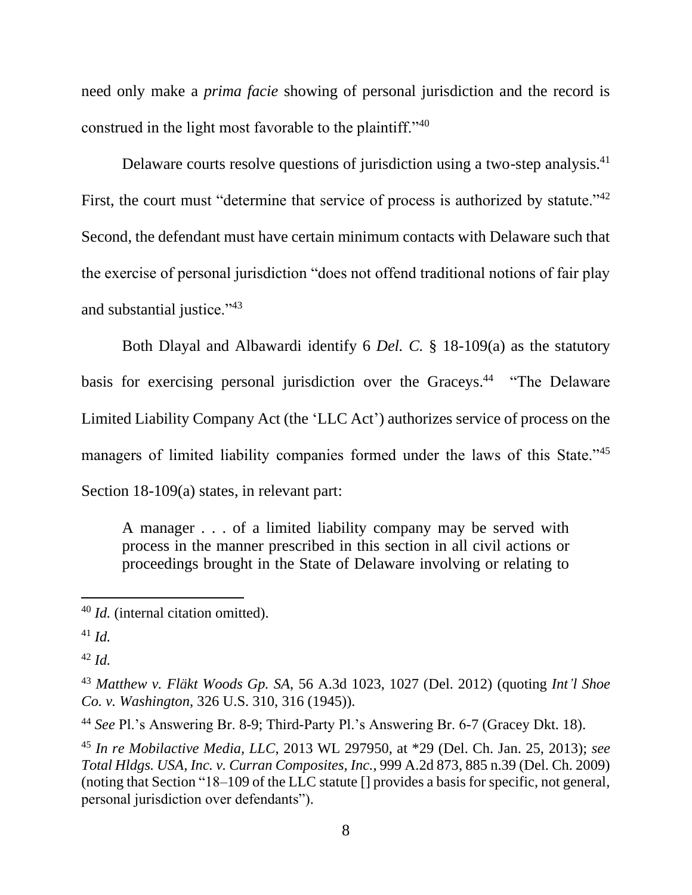need only make a *prima facie* showing of personal jurisdiction and the record is construed in the light most favorable to the plaintiff."[40]

Delaware courts resolve questions of jurisdiction using a two-step analysis.[41] First, the court must "determine that service of process is authorized by statute."[42] Second, the defendant must have certain minimum contacts with Delaware such that the exercise of personal jurisdiction "does not offend traditional notions of fair play and substantial justice."[43]

Both Dlayal and Albawardi identify 6 *Del. C.* § 18-109(a) as the statutory basis for exercising personal jurisdiction over the Graceys.[44] "The Delaware Limited Liability Company Act (the 'LLC Act') authorizes service of process on the managers of limited liability companies formed under the laws of this State."[45] Section 18-109(a) states, in relevant part:

> A manager . . . of a limited liability company may be served with process in the manner prescribed in this section in all civil actions or proceedings brought in the State of Delaware involving or relating to

---

[40] *Id.* (internal citation omitted).

[41] *Id.*

[42] *Id.*

[43] *Matthew v. Fläkt Woods Gp. SA*, 56 A.3d 1023, 1027 (Del. 2012) (quoting *Int'l Shoe Co. v. Washington*, 326 U.S. 310, 316 (1945)).

[44] *See* Pl.'s Answering Br. 8-9; Third-Party Pl.'s Answering Br. 6-7 (Gracey Dkt. 18).

[45] *In re Mobilactive Media, LLC*, 2013 WL 297950, at *29 (Del. Ch. Jan. 25, 2013); *see Total Hldgs. USA, Inc. v. Curran Composites, Inc.*, 999 A.2d 873, 885 n.39 (Del. Ch. 2009) (noting that Section "18–109 of the LLC statute [] provides a basis for specific, not general, personal jurisdiction over defendants").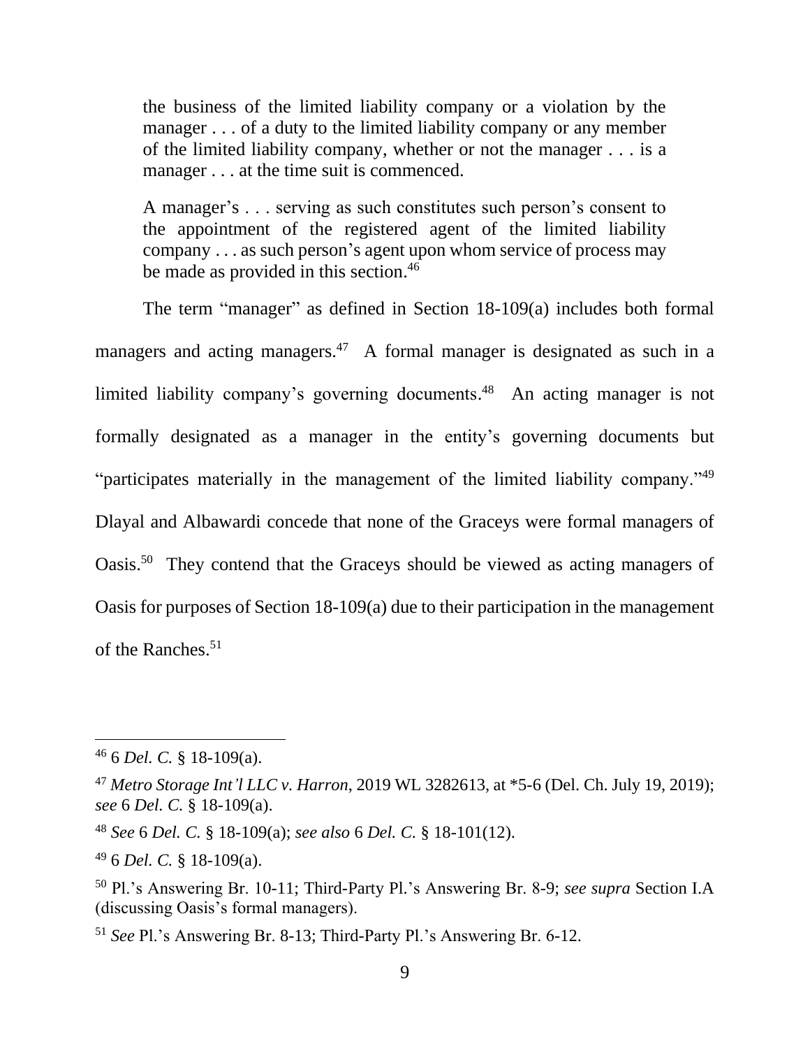> the business of the limited liability company or a violation by the manager . . . of a duty to the limited liability company or any member of the limited liability company, whether or not the manager . . . is a manager . . . at the time suit is commenced.
>
> A manager's . . . serving as such constitutes such person's consent to the appointment of the registered agent of the limited liability company . . . as such person's agent upon whom service of process may be made as provided in this section.[46]

The term "manager" as defined in Section 18-109(a) includes both formal managers and acting managers.[47] A formal manager is designated as such in a limited liability company's governing documents.[48] An acting manager is not formally designated as a manager in the entity's governing documents but "participates materially in the management of the limited liability company."[49] Dlayal and Albawardi concede that none of the Graceys were formal managers of Oasis.[50] They contend that the Graceys should be viewed as acting managers of Oasis for purposes of Section 18-109(a) due to their participation in the management of the Ranches.[51]

---

[46] 6 *Del. C.* § 18-109(a).

[47] *Metro Storage Int'l LLC v. Harron*, 2019 WL 3282613, at *5-6 (Del. Ch. July 19, 2019); *see* 6 *Del. C.* § 18-109(a).

[48] *See* 6 *Del. C.* § 18-109(a); *see also* 6 *Del. C.* § 18-101(12).

[49] 6 *Del. C.* § 18-109(a).

[50] Pl.'s Answering Br. 10-11; Third-Party Pl.'s Answering Br. 8-9; *see supra* Section I.A (discussing Oasis's formal managers).

[51] *See* Pl.'s Answering Br. 8-13; Third-Party Pl.'s Answering Br. 6-12.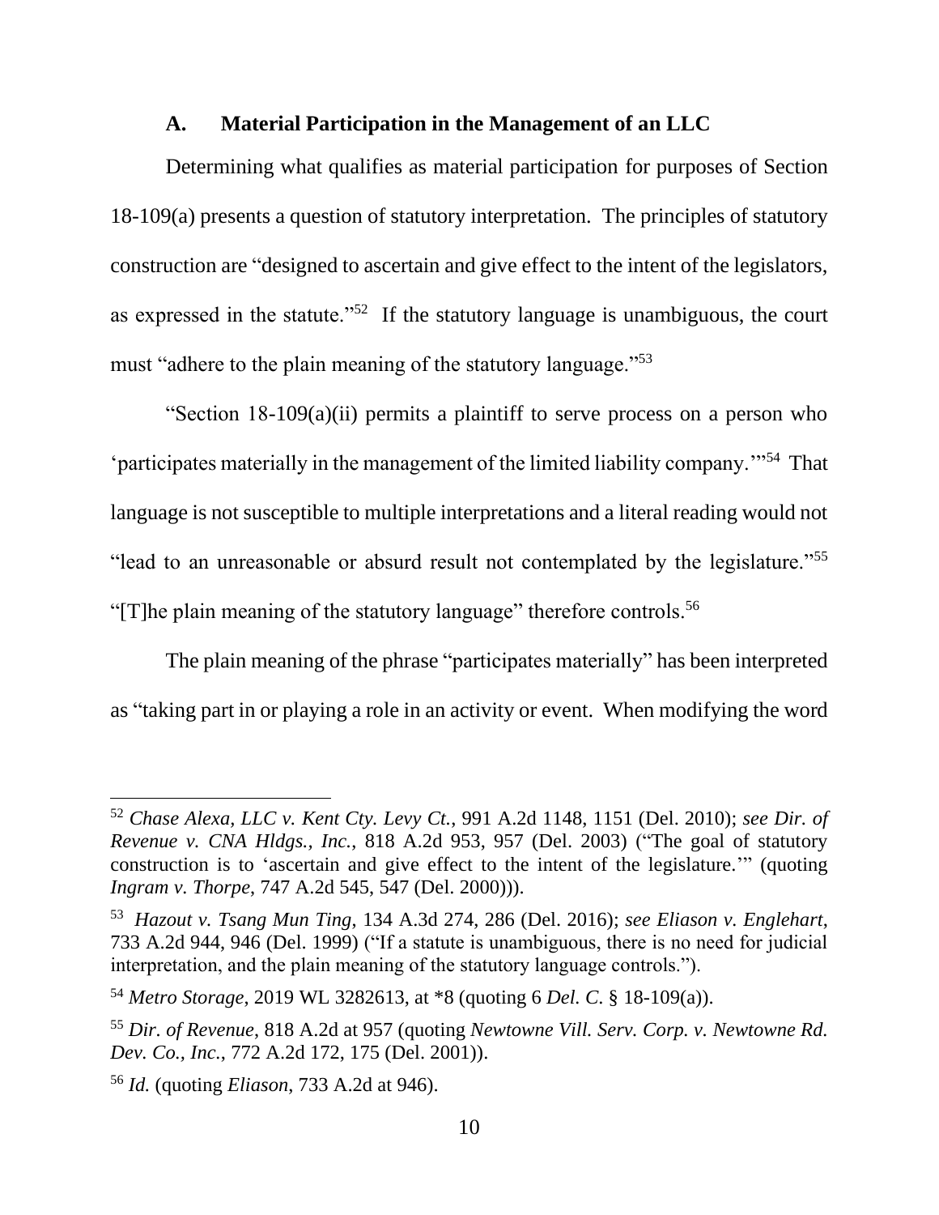### A. Material Participation in the Management of an LLC

Determining what qualifies as material participation for purposes of Section 18-109(a) presents a question of statutory interpretation. The principles of statutory construction are "designed to ascertain and give effect to the intent of the legislators, as expressed in the statute."[52] If the statutory language is unambiguous, the court must "adhere to the plain meaning of the statutory language."[53]

"Section 18-109(a)(ii) permits a plaintiff to serve process on a person who 'participates materially in the management of the limited liability company.'"[54] That language is not susceptible to multiple interpretations and a literal reading would not "lead to an unreasonable or absurd result not contemplated by the legislature."[55] "[T]he plain meaning of the statutory language" therefore controls.[56]

The plain meaning of the phrase "participates materially" has been interpreted as "taking part in or playing a role in an activity or event. When modifying the word

---

[52] *Chase Alexa, LLC v. Kent Cty. Levy Ct.*, 991 A.2d 1148, 1151 (Del. 2010); *see Dir. of Revenue v. CNA Hldgs., Inc.*, 818 A.2d 953, 957 (Del. 2003) ("The goal of statutory construction is to 'ascertain and give effect to the intent of the legislature.'" (quoting *Ingram v. Thorpe*, 747 A.2d 545, 547 (Del. 2000))).

[53] *Hazout v. Tsang Mun Ting*, 134 A.3d 274, 286 (Del. 2016); *see Eliason v. Englehart*, 733 A.2d 944, 946 (Del. 1999) ("If a statute is unambiguous, there is no need for judicial interpretation, and the plain meaning of the statutory language controls.").

[54] *Metro Storage*, 2019 WL 3282613, at *8 (quoting 6 *Del. C.* § 18-109(a)).

[55] *Dir. of Revenue*, 818 A.2d at 957 (quoting *Newtowne Vill. Serv. Corp. v. Newtowne Rd. Dev. Co., Inc.*, 772 A.2d 172, 175 (Del. 2001)).

[56] *Id.* (quoting *Eliason*, 733 A.2d at 946).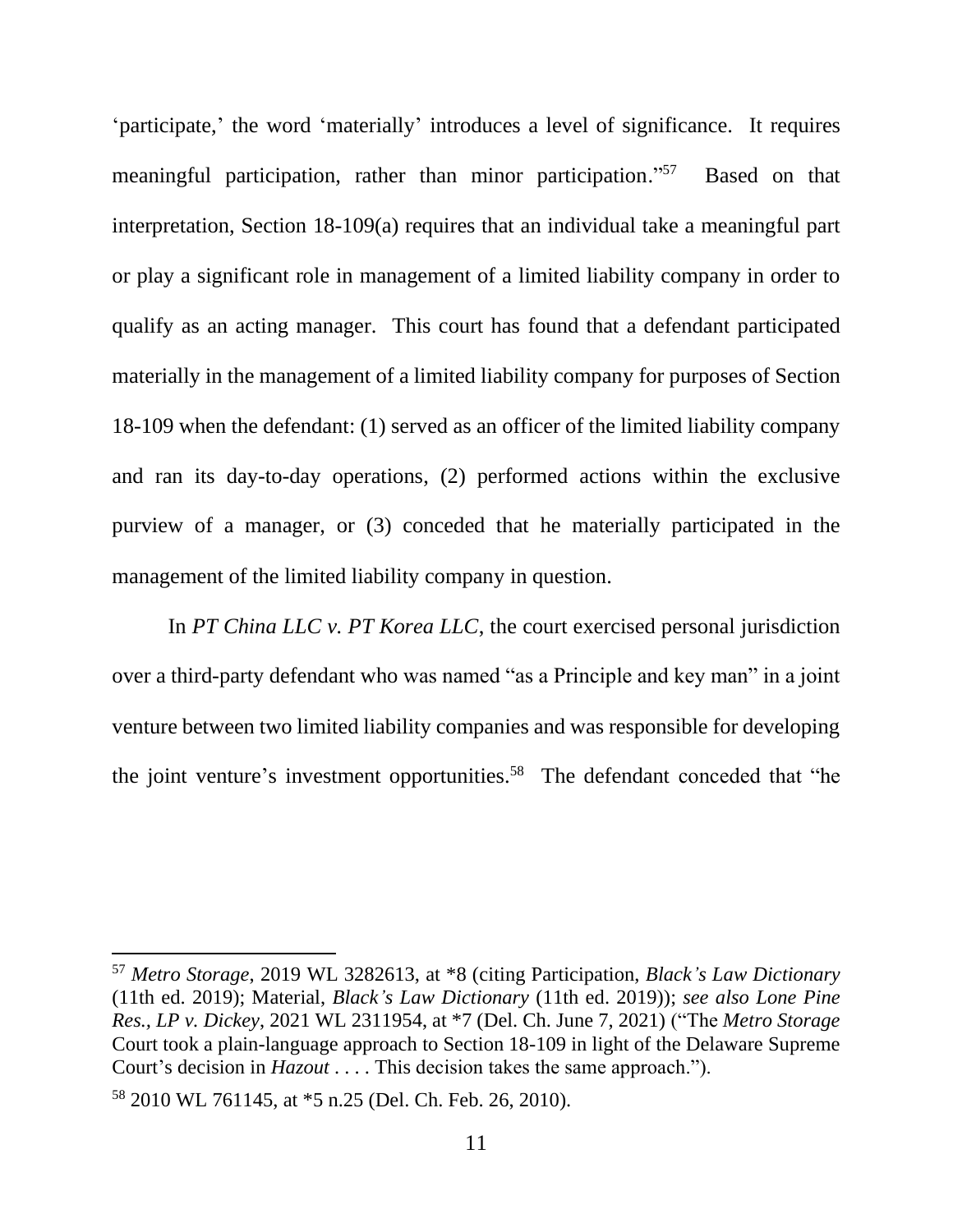'participate,' the word 'materially' introduces a level of significance. It requires meaningful participation, rather than minor participation."[57] Based on that interpretation, Section 18-109(a) requires that an individual take a meaningful part or play a significant role in management of a limited liability company in order to qualify as an acting manager. This court has found that a defendant participated materially in the management of a limited liability company for purposes of Section 18-109 when the defendant: (1) served as an officer of the limited liability company and ran its day-to-day operations, (2) performed actions within the exclusive purview of a manager, or (3) conceded that he materially participated in the management of the limited liability company in question.

In *PT China LLC v. PT Korea LLC*, the court exercised personal jurisdiction over a third-party defendant who was named "as a Principle and key man" in a joint venture between two limited liability companies and was responsible for developing the joint venture's investment opportunities.[58] The defendant conceded that "he

---

[57] *Metro Storage*, 2019 WL 3282613, at *8 (citing Participation, *Black's Law Dictionary* (11th ed. 2019); Material, *Black's Law Dictionary* (11th ed. 2019)); *see also Lone Pine Res., LP v. Dickey*, 2021 WL 2311954, at *7 (Del. Ch. June 7, 2021) ("The *Metro Storage* Court took a plain-language approach to Section 18-109 in light of the Delaware Supreme Court's decision in *Hazout* . . . . This decision takes the same approach.").

[58] 2010 WL 761145, at *5 n.25 (Del. Ch. Feb. 26, 2010).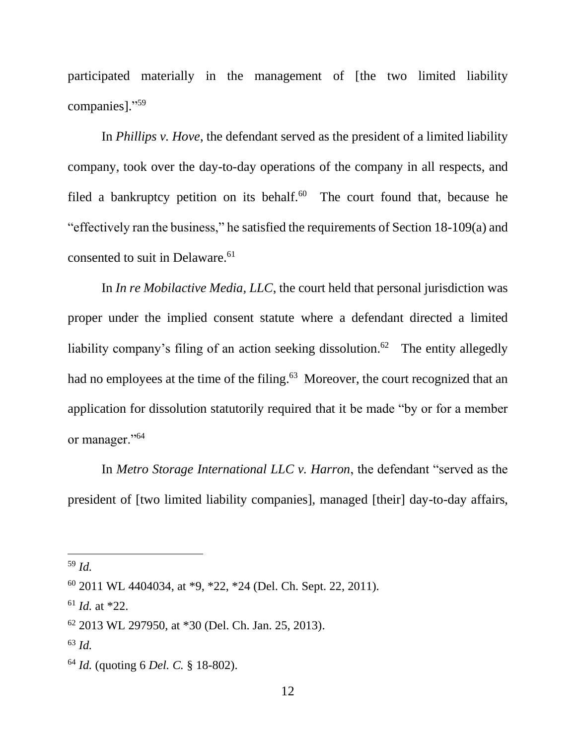participated materially in the management of [the two limited liability companies]."[59]

In *Phillips v. Hove*, the defendant served as the president of a limited liability company, took over the day-to-day operations of the company in all respects, and filed a bankruptcy petition on its behalf.[60] The court found that, because he "effectively ran the business," he satisfied the requirements of Section 18-109(a) and consented to suit in Delaware.[61]

In *In re Mobilactive Media, LLC*, the court held that personal jurisdiction was proper under the implied consent statute where a defendant directed a limited liability company's filing of an action seeking dissolution.[62] The entity allegedly had no employees at the time of the filing.[63] Moreover, the court recognized that an application for dissolution statutorily required that it be made "by or for a member or manager."[64]

In *Metro Storage International LLC v. Harron*, the defendant "served as the president of [two limited liability companies], managed [their] day-to-day affairs,

---

[59] *Id.*

[60] 2011 WL 4404034, at *9, *22, *24 (Del. Ch. Sept. 22, 2011).

[61] *Id.* at *22.

[62] 2013 WL 297950, at *30 (Del. Ch. Jan. 25, 2013).

[63] *Id.*

[64] *Id.* (quoting 6 *Del. C.* § 18-802).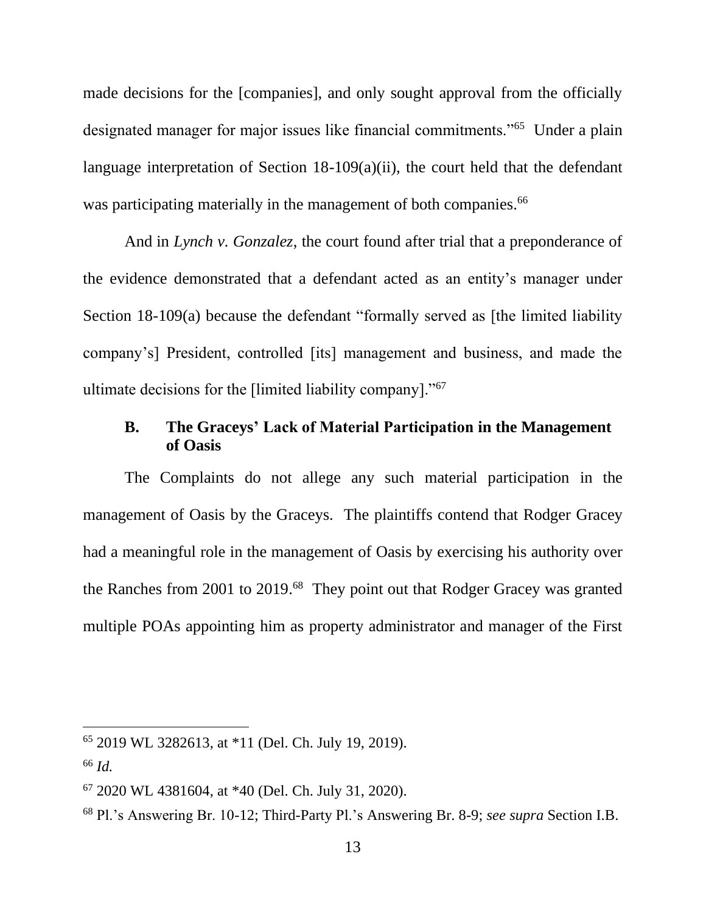made decisions for the [companies], and only sought approval from the officially designated manager for major issues like financial commitments."[65] Under a plain language interpretation of Section 18-109(a)(ii), the court held that the defendant was participating materially in the management of both companies.[66]

And in *Lynch v. Gonzalez*, the court found after trial that a preponderance of the evidence demonstrated that a defendant acted as an entity's manager under Section 18-109(a) because the defendant "formally served as [the limited liability company's] President, controlled [its] management and business, and made the ultimate decisions for the [limited liability company]."[67]

### B. The Graceys' Lack of Material Participation in the Management of Oasis

The Complaints do not allege any such material participation in the management of Oasis by the Graceys. The plaintiffs contend that Rodger Gracey had a meaningful role in the management of Oasis by exercising his authority over the Ranches from 2001 to 2019.[68] They point out that Rodger Gracey was granted multiple POAs appointing him as property administrator and manager of the First

---

[65] 2019 WL 3282613, at *11 (Del. Ch. July 19, 2019).

[66] *Id.*

[67] 2020 WL 4381604, at *40 (Del. Ch. July 31, 2020).

[68] Pl.'s Answering Br. 10-12; Third-Party Pl.'s Answering Br. 8-9; *see supra* Section I.B.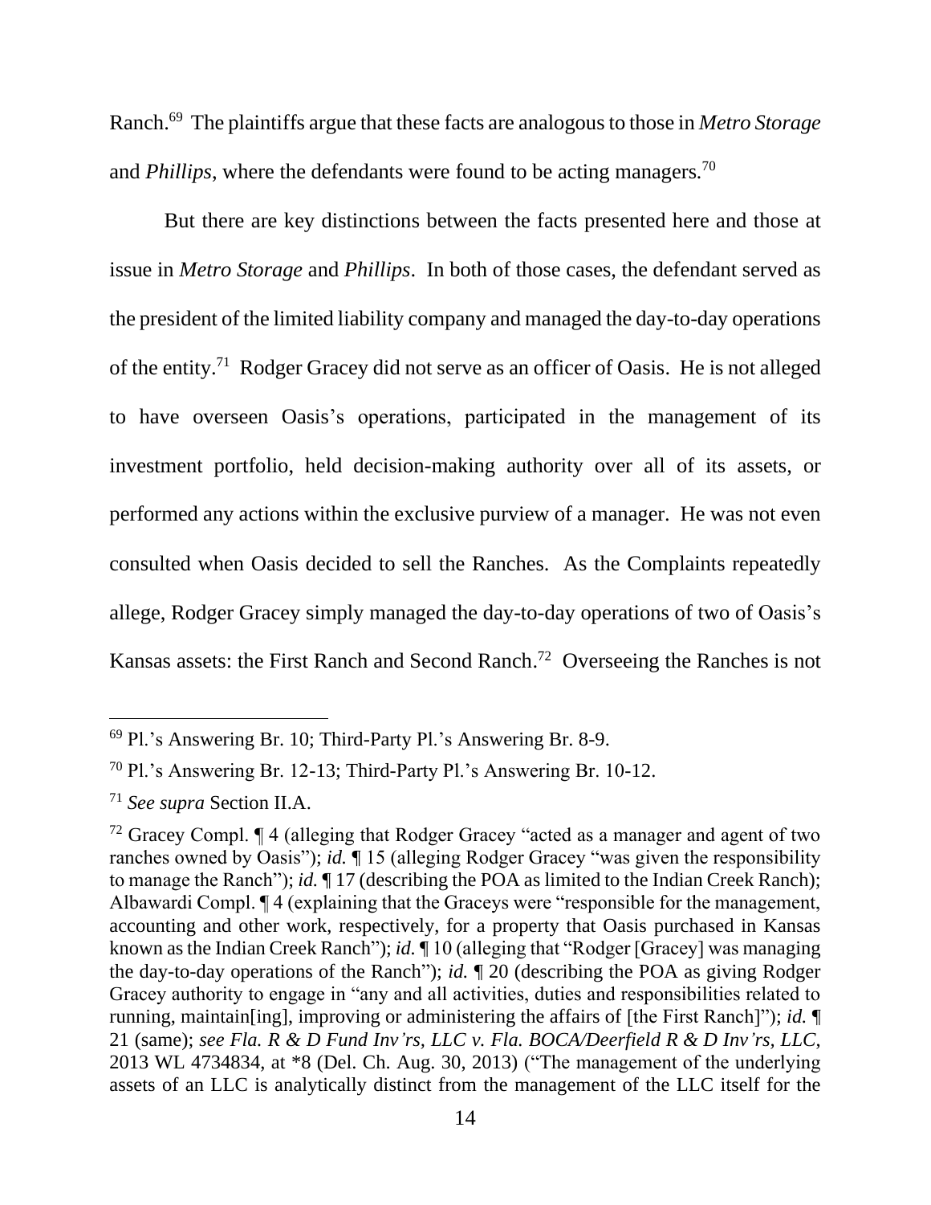Ranch.[69] The plaintiffs argue that these facts are analogous to those in *Metro Storage* and *Phillips*, where the defendants were found to be acting managers.[70]

But there are key distinctions between the facts presented here and those at issue in *Metro Storage* and *Phillips*. In both of those cases, the defendant served as the president of the limited liability company and managed the day-to-day operations of the entity.[71] Rodger Gracey did not serve as an officer of Oasis. He is not alleged to have overseen Oasis's operations, participated in the management of its investment portfolio, held decision-making authority over all of its assets, or performed any actions within the exclusive purview of a manager. He was not even consulted when Oasis decided to sell the Ranches. As the Complaints repeatedly allege, Rodger Gracey simply managed the day-to-day operations of two of Oasis's Kansas assets: the First Ranch and Second Ranch.[72] Overseeing the Ranches is not

---

[69] Pl.'s Answering Br. 10; Third-Party Pl.'s Answering Br. 8-9.

[70] Pl.'s Answering Br. 12-13; Third-Party Pl.'s Answering Br. 10-12.

[71] *See supra* Section II.A.

[72] Gracey Compl. ¶ 4 (alleging that Rodger Gracey "acted as a manager and agent of two ranches owned by Oasis"); *id.* ¶ 15 (alleging Rodger Gracey "was given the responsibility to manage the Ranch"); *id.* ¶ 17 (describing the POA as limited to the Indian Creek Ranch); Albawardi Compl. ¶ 4 (explaining that the Graceys were "responsible for the management, accounting and other work, respectively, for a property that Oasis purchased in Kansas known as the Indian Creek Ranch"); *id.* ¶ 10 (alleging that "Rodger [Gracey] was managing the day-to-day operations of the Ranch"); *id.* ¶ 20 (describing the POA as giving Rodger Gracey authority to engage in "any and all activities, duties and responsibilities related to running, maintain[ing], improving or administering the affairs of [the First Ranch]"); *id.* ¶ 21 (same); *see Fla. R & D Fund Inv'rs, LLC v. Fla. BOCA/Deerfield R & D Inv'rs, LLC*, 2013 WL 4734834, at *8 (Del. Ch. Aug. 30, 2013) ("The management of the underlying assets of an LLC is analytically distinct from the management of the LLC itself for the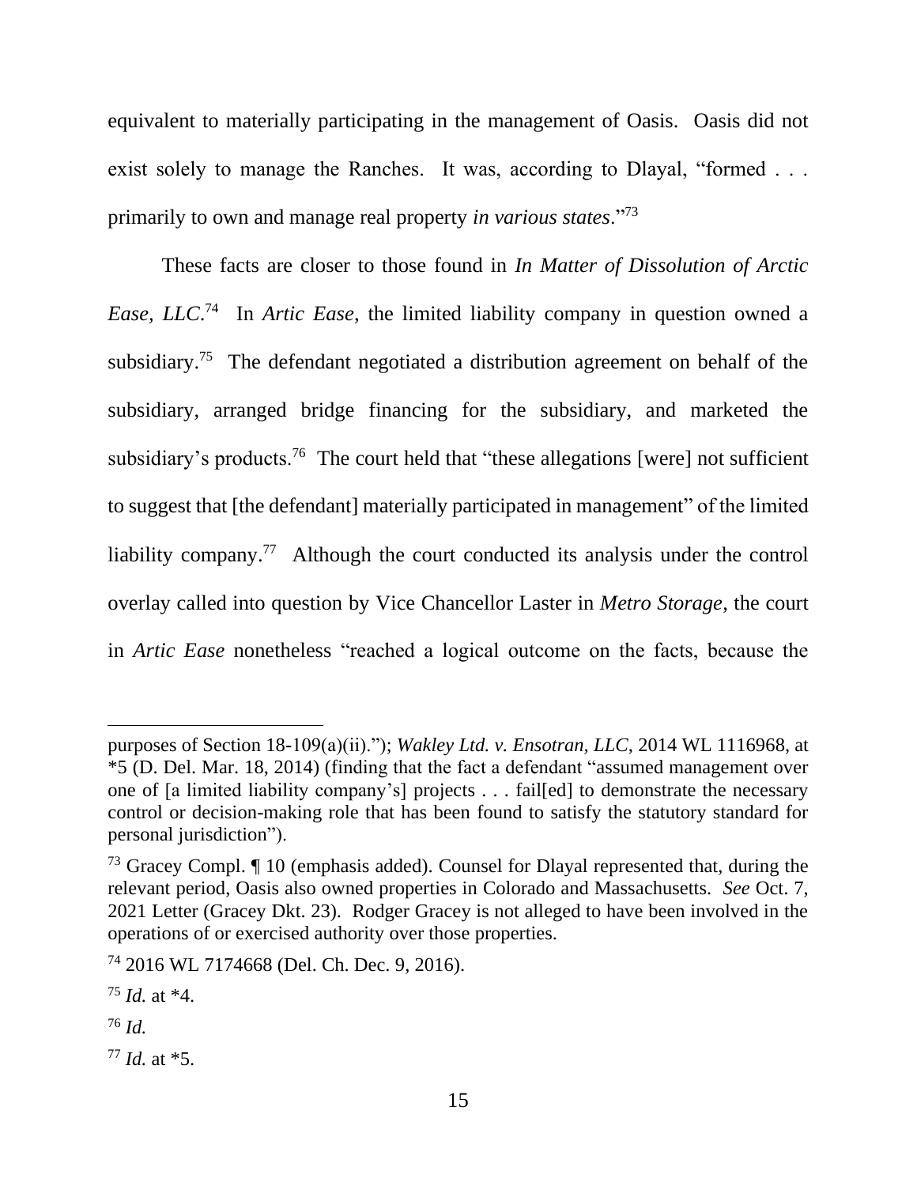equivalent to materially participating in the management of Oasis. Oasis did not exist solely to manage the Ranches. It was, according to Dlayal, "formed . . . primarily to own and manage real property *in various states*."[73]

These facts are closer to those found in *In Matter of Dissolution of Arctic Ease, LLC*.[74] In *Artic Ease*, the limited liability company in question owned a subsidiary.[75] The defendant negotiated a distribution agreement on behalf of the subsidiary, arranged bridge financing for the subsidiary, and marketed the subsidiary's products.[76] The court held that "these allegations [were] not sufficient to suggest that [the defendant] materially participated in management" of the limited liability company.[77] Although the court conducted its analysis under the control overlay called into question by Vice Chancellor Laster in *Metro Storage*, the court in *Artic Ease* nonetheless "reached a logical outcome on the facts, because the

---

purposes of Section 18-109(a)(ii)."); *Wakley Ltd. v. Ensotran, LLC*, 2014 WL 1116968, at *5 (D. Del. Mar. 18, 2014) (finding that the fact a defendant "assumed management over one of [a limited liability company's] projects . . . fail[ed] to demonstrate the necessary control or decision-making role that has been found to satisfy the statutory standard for personal jurisdiction").

[73] Gracey Compl. ¶ 10 (emphasis added). Counsel for Dlayal represented that, during the relevant period, Oasis also owned properties in Colorado and Massachusetts. *See* Oct. 7, 2021 Letter (Gracey Dkt. 23). Rodger Gracey is not alleged to have been involved in the operations of or exercised authority over those properties.

[74] 2016 WL 7174668 (Del. Ch. Dec. 9, 2016).

[75] *Id.* at *4.

[76] *Id.*

[77] *Id.* at *5.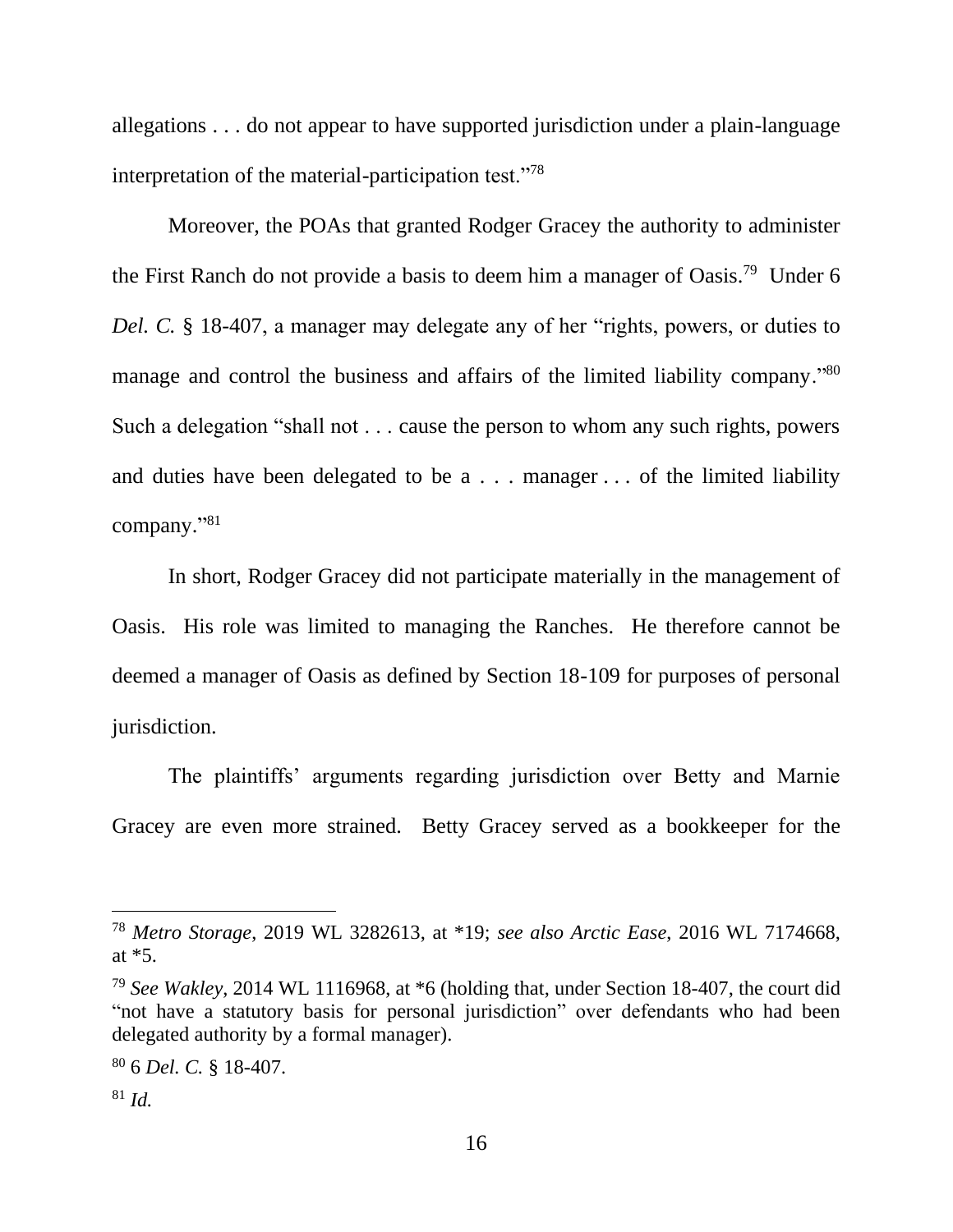allegations . . . do not appear to have supported jurisdiction under a plain-language interpretation of the material-participation test."[78]

Moreover, the POAs that granted Rodger Gracey the authority to administer the First Ranch do not provide a basis to deem him a manager of Oasis.[79] Under 6 *Del. C.* § 18-407, a manager may delegate any of her "rights, powers, or duties to manage and control the business and affairs of the limited liability company."[80] Such a delegation "shall not . . . cause the person to whom any such rights, powers and duties have been delegated to be a . . . manager . . . of the limited liability company."[81]

In short, Rodger Gracey did not participate materially in the management of Oasis. His role was limited to managing the Ranches. He therefore cannot be deemed a manager of Oasis as defined by Section 18-109 for purposes of personal jurisdiction.

The plaintiffs' arguments regarding jurisdiction over Betty and Marnie Gracey are even more strained. Betty Gracey served as a bookkeeper for the

---

[78] *Metro Storage*, 2019 WL 3282613, at *19; *see also Arctic Ease*, 2016 WL 7174668, at *5.

[79] *See Wakley*, 2014 WL 1116968, at *6 (holding that, under Section 18-407, the court did "not have a statutory basis for personal jurisdiction" over defendants who had been delegated authority by a formal manager).

[80] 6 *Del. C.* § 18-407.

[81] *Id.*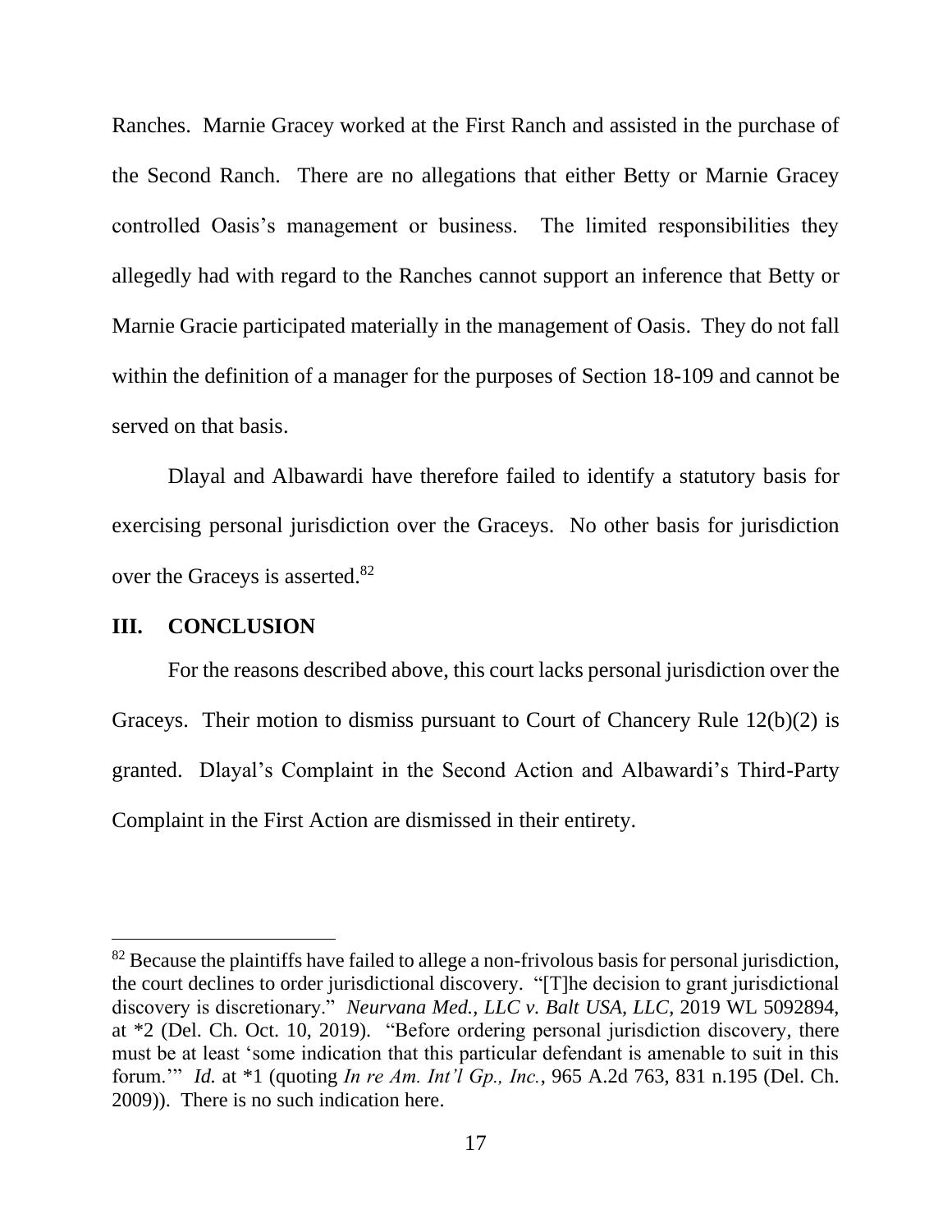Ranches. Marnie Gracey worked at the First Ranch and assisted in the purchase of the Second Ranch. There are no allegations that either Betty or Marnie Gracey controlled Oasis's management or business. The limited responsibilities they allegedly had with regard to the Ranches cannot support an inference that Betty or Marnie Gracie participated materially in the management of Oasis. They do not fall within the definition of a manager for the purposes of Section 18-109 and cannot be served on that basis.

Dlayal and Albawardi have therefore failed to identify a statutory basis for exercising personal jurisdiction over the Graceys. No other basis for jurisdiction over the Graceys is asserted.[82]

## III. CONCLUSION

For the reasons described above, this court lacks personal jurisdiction over the Graceys. Their motion to dismiss pursuant to Court of Chancery Rule 12(b)(2) is granted. Dlayal's Complaint in the Second Action and Albawardi's Third-Party Complaint in the First Action are dismissed in their entirety.

---

[82] Because the plaintiffs have failed to allege a non-frivolous basis for personal jurisdiction, the court declines to order jurisdictional discovery. "[T]he decision to grant jurisdictional discovery is discretionary." *Neurvana Med., LLC v. Balt USA, LLC*, 2019 WL 5092894, at *2 (Del. Ch. Oct. 10, 2019). "Before ordering personal jurisdiction discovery, there must be at least 'some indication that this particular defendant is amenable to suit in this forum.'" *Id.* at *1 (quoting *In re Am. Int'l Gp., Inc.*, 965 A.2d 763, 831 n.195 (Del. Ch. 2009)). There is no such indication here.